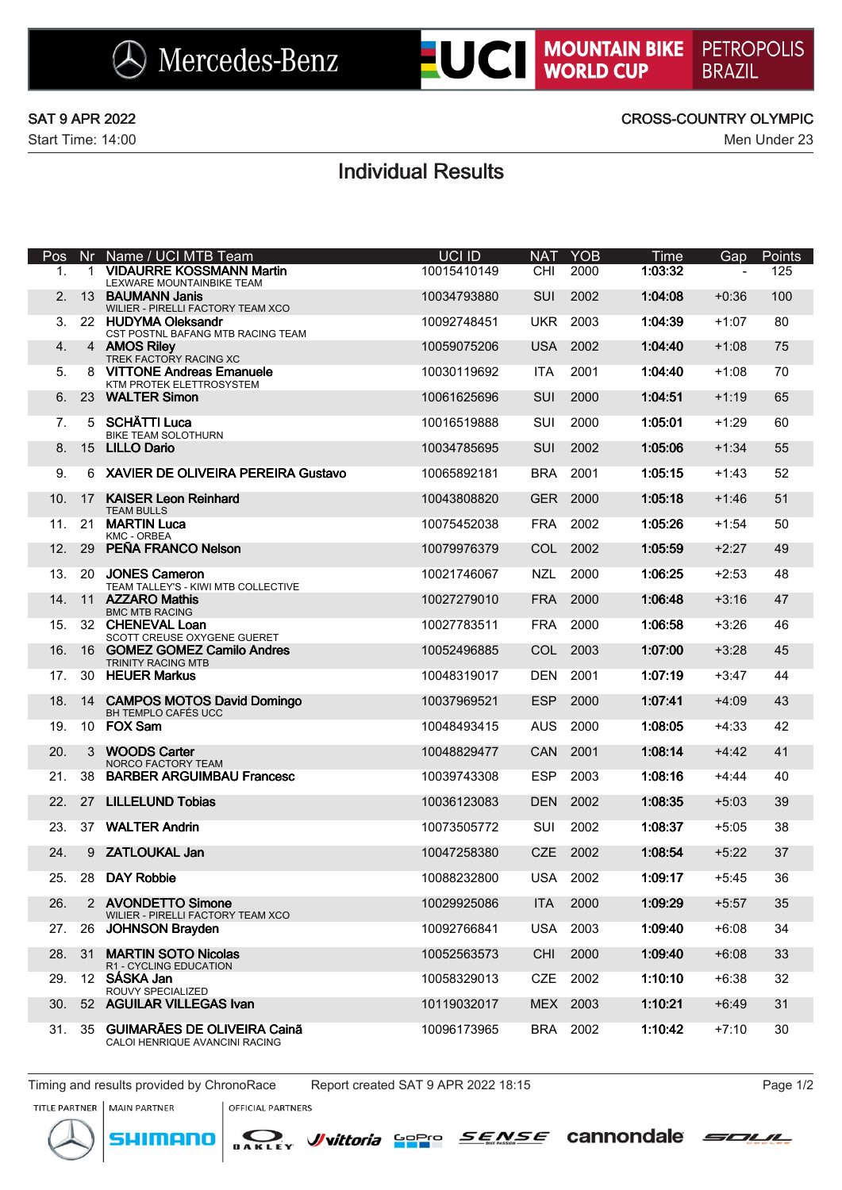Mercedes-Benz | UCI MOUNTAIN BIKE WORLD CUP | PETROPOLIS BRAZIL

SAT 9 APR 2022 — CROSS-COUNTRY OLYMPIC

Start Time: 14:00 — Men Under 23

# Individual Results

| Pos | Nr | Name / UCI MTB Team | UCI ID | NAT | YOB | Time | Gap | Points |
|---|---|---|---|---|---|---|---|---|
| 1. | 1 | **VIDAURRE KOSSMANN Martin**<br>LEXWARE MOUNTAINBIKE TEAM | 10015410149 | CHI | 2000 | **1:03:32** | - | 125 |
| 2. | 13 | **BAUMANN Janis**<br>WILIER - PIRELLI FACTORY TEAM XCO | 10034793880 | SUI | 2002 | **1:04:08** | +0:36 | 100 |
| 3. | 22 | **HUDYMA Oleksandr**<br>CST POSTNL BAFANG MTB RACING TEAM | 10092748451 | UKR | 2003 | **1:04:39** | +1:07 | 80 |
| 4. | 4 | **AMOS Riley**<br>TREK FACTORY RACING XC | 10059075206 | USA | 2002 | **1:04:40** | +1:08 | 75 |
| 5. | 8 | **VITTONE Andreas Emanuele**<br>KTM PROTEK ELETTROSYSTEM | 10030119692 | ITA | 2001 | **1:04:40** | +1:08 | 70 |
| 6. | 23 | **WALTER Simon** | 10061625696 | SUI | 2000 | **1:04:51** | +1:19 | 65 |
| 7. | 5 | **SCHÄTTI Luca**<br>BIKE TEAM SOLOTHURN | 10016519888 | SUI | 2000 | **1:05:01** | +1:29 | 60 |
| 8. | 15 | **LILLO Dario** | 10034785695 | SUI | 2002 | **1:05:06** | +1:34 | 55 |
| 9. | 6 | **XAVIER DE OLIVEIRA PEREIRA Gustavo** | 10065892181 | BRA | 2001 | **1:05:15** | +1:43 | 52 |
| 10. | 17 | **KAISER Leon Reinhard**<br>TEAM BULLS | 10043808820 | GER | 2000 | **1:05:18** | +1:46 | 51 |
| 11. | 21 | **MARTIN Luca**<br>KMC - ORBEA | 10075452038 | FRA | 2002 | **1:05:26** | +1:54 | 50 |
| 12. | 29 | **PEÑA FRANCO Nelson** | 10079976379 | COL | 2002 | **1:05:59** | +2:27 | 49 |
| 13. | 20 | **JONES Cameron**<br>TEAM TALLEY'S - KIWI MTB COLLECTIVE | 10021746067 | NZL | 2000 | **1:06:25** | +2:53 | 48 |
| 14. | 11 | **AZZARO Mathis**<br>BMC MTB RACING | 10027279010 | FRA | 2000 | **1:06:48** | +3:16 | 47 |
| 15. | 32 | **CHENEVAL Loan**<br>SCOTT CREUSE OXYGENE GUERET | 10027783511 | FRA | 2000 | **1:06:58** | +3:26 | 46 |
| 16. | 16 | **GOMEZ GOMEZ Camilo Andres**<br>TRINITY RACING MTB | 10052496885 | COL | 2003 | **1:07:00** | +3:28 | 45 |
| 17. | 30 | **HEUER Markus** | 10048319017 | DEN | 2001 | **1:07:19** | +3:47 | 44 |
| 18. | 14 | **CAMPOS MOTOS David Domingo**<br>BH TEMPLO CAFÉS UCC | 10037969521 | ESP | 2000 | **1:07:41** | +4:09 | 43 |
| 19. | 10 | **FOX Sam** | 10048493415 | AUS | 2000 | **1:08:05** | +4:33 | 42 |
| 20. | 3 | **WOODS Carter**<br>NORCO FACTORY TEAM | 10048829477 | CAN | 2001 | **1:08:14** | +4:42 | 41 |
| 21. | 38 | **BARBER ARGUIMBAU Francesc** | 10039743308 | ESP | 2003 | **1:08:16** | +4:44 | 40 |
| 22. | 27 | **LILLELUND Tobias** | 10036123083 | DEN | 2002 | **1:08:35** | +5:03 | 39 |
| 23. | 37 | **WALTER Andrin** | 10073505772 | SUI | 2002 | **1:08:37** | +5:05 | 38 |
| 24. | 9 | **ZATLOUKAL Jan** | 10047258380 | CZE | 2002 | **1:08:54** | +5:22 | 37 |
| 25. | 28 | **DAY Robbie** | 10088232800 | USA | 2002 | **1:09:17** | +5:45 | 36 |
| 26. | 2 | **AVONDETTO Simone**<br>WILIER - PIRELLI FACTORY TEAM XCO | 10029925086 | ITA | 2000 | **1:09:29** | +5:57 | 35 |
| 27. | 26 | **JOHNSON Brayden** | 10092766841 | USA | 2003 | **1:09:40** | +6:08 | 34 |
| 28. | 31 | **MARTIN SOTO Nicolas**<br>R1 - CYCLING EDUCATION | 10052563573 | CHI | 2000 | **1:09:40** | +6:08 | 33 |
| 29. | 12 | **SÁSKA Jan**<br>ROUVY SPECIALIZED | 10058329013 | CZE | 2002 | **1:10:10** | +6:38 | 32 |
| 30. | 52 | **AGUILAR VILLEGAS Ivan** | 10119032017 | MEX | 2003 | **1:10:21** | +6:49 | 31 |
| 31. | 35 | **GUIMARÃES DE OLIVEIRA Cainã**<br>CALOI HENRIQUE AVANCINI RACING | 10096173965 | BRA | 2002 | **1:10:42** | +7:10 | 30 |

Timing and results provided by ChronoRace — Report created SAT 9 APR 2022 18:15

TITLE PARTNER — MAIN PARTNER — OFFICIAL PARTNERS

Mercedes-Benz | SHIMANO | OAKLEY | vittoria | GoPro | SENSE | cannondale | SOUL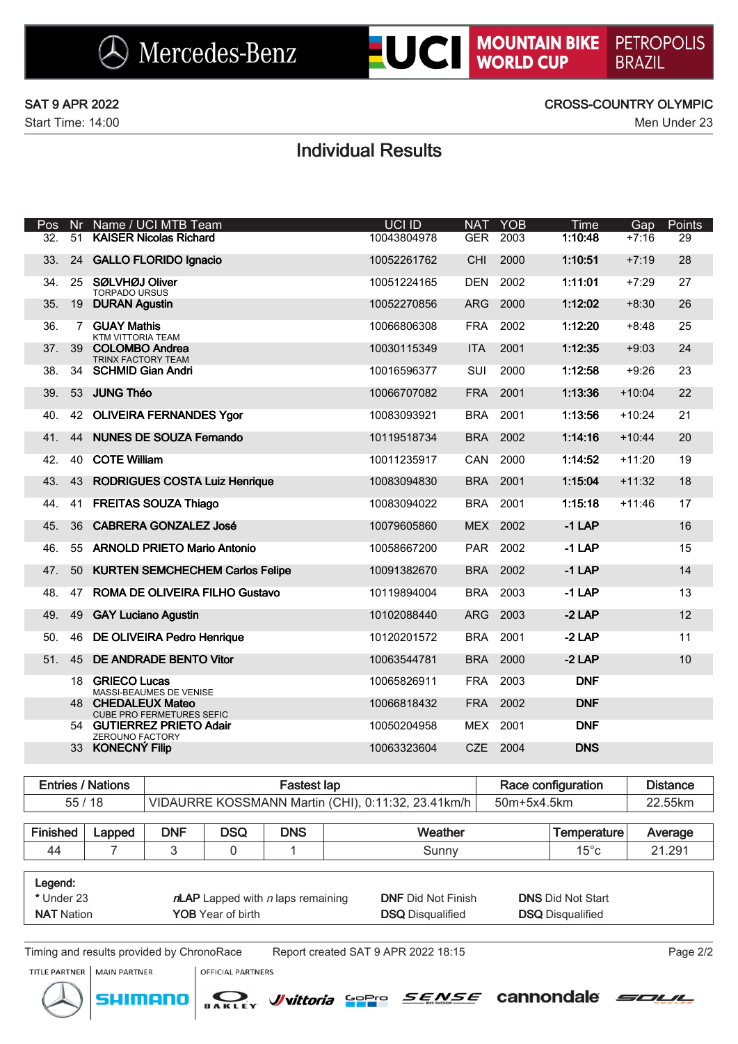SAT 9 APR 2022
Start Time: 14:00

CROSS-COUNTRY OLYMPIC
Men Under 23

# Individual Results

| Pos | Nr | Name / UCI MTB Team | UCI ID | NAT | YOB | Time | Gap | Points |
|---|---|---|---|---|---|---|---|---|
| 32. | 51 | **KAISER Nicolas Richard** | 10043804978 | GER | 2003 | **1:10:48** | +7:16 | 29 |
| 33. | 24 | **GALLO FLORIDO Ignacio** | 10052261762 | CHI | 2000 | **1:10:51** | +7:19 | 28 |
| 34. | 25 | **SØLVHØJ Oliver** TORPADO URSUS | 10051224165 | DEN | 2002 | **1:11:01** | +7:29 | 27 |
| 35. | 19 | **DURAN Agustin** | 10052270856 | ARG | 2000 | **1:12:02** | +8:30 | 26 |
| 36. | 7 | **GUAY Mathis** KTM VITTORIA TEAM | 10066806308 | FRA | 2002 | **1:12:20** | +8:48 | 25 |
| 37. | 39 | **COLOMBO Andrea** TRINX FACTORY TEAM | 10030115349 | ITA | 2001 | **1:12:35** | +9:03 | 24 |
| 38. | 34 | **SCHMID Gian Andri** | 10016596377 | SUI | 2000 | **1:12:58** | +9:26 | 23 |
| 39. | 53 | **JUNG Théo** | 10066707082 | FRA | 2001 | **1:13:36** | +10:04 | 22 |
| 40. | 42 | **OLIVEIRA FERNANDES Ygor** | 10083093921 | BRA | 2001 | **1:13:56** | +10:24 | 21 |
| 41. | 44 | **NUNES DE SOUZA Fernando** | 10119518734 | BRA | 2002 | **1:14:16** | +10:44 | 20 |
| 42. | 40 | **COTE William** | 10011235917 | CAN | 2000 | **1:14:52** | +11:20 | 19 |
| 43. | 43 | **RODRIGUES COSTA Luiz Henrique** | 10083094830 | BRA | 2001 | **1:15:04** | +11:32 | 18 |
| 44. | 41 | **FREITAS SOUZA Thiago** | 10083094022 | BRA | 2001 | **1:15:18** | +11:46 | 17 |
| 45. | 36 | **CABRERA GONZALEZ José** | 10079605860 | MEX | 2002 | **-1 LAP** | | 16 |
| 46. | 55 | **ARNOLD PRIETO Mario Antonio** | 10058667200 | PAR | 2002 | **-1 LAP** | | 15 |
| 47. | 50 | **KURTEN SEMCHECHEM Carlos Felipe** | 10091382670 | BRA | 2002 | **-1 LAP** | | 14 |
| 48. | 47 | **ROMA DE OLIVEIRA FILHO Gustavo** | 10119894004 | BRA | 2003 | **-1 LAP** | | 13 |
| 49. | 49 | **GAY Luciano Agustin** | 10102088440 | ARG | 2003 | **-2 LAP** | | 12 |
| 50. | 46 | **DE OLIVEIRA Pedro Henrique** | 10120201572 | BRA | 2001 | **-2 LAP** | | 11 |
| 51. | 45 | **DE ANDRADE BENTO Vitor** | 10063544781 | BRA | 2000 | **-2 LAP** | | 10 |
| | 18 | **GRIECO Lucas** MASSI-BEAUMES DE VENISE | 10065826911 | FRA | 2003 | **DNF** | | |
| | 48 | **CHEDALEUX Mateo** CUBE PRO FERMETURES SEFIC | 10066818432 | FRA | 2002 | **DNF** | | |
| | 54 | **GUTIERREZ PRIETO Adair** ZEROUNO FACTORY | 10050204958 | MEX | 2001 | **DNF** | | |
| | 33 | **KONECNÝ Filip** | 10063323604 | CZE | 2004 | **DNS** | | |

| Entries / Nations | Fastest lap | Race configuration | Distance |
|---|---|---|---|
| 55 / 18 | VIDAURRE KOSSMANN Martin (CHI), 0:11:32, 23.41km/h | 50m+5x4.5km | 22.55km |

| Finished | Lapped | DNF | DSQ | DNS | Weather | Temperature | Average |
|---|---|---|---|---|---|---|---|
| 44 | 7 | 3 | 0 | 1 | Sunny | 15°c | 21.291 |

**Legend:**
- * Under 23
- **NAT** Nation
- ***n*LAP** Lapped with *n* laps remaining
- **YOB** Year of birth
- **DNF** Did Not Finish
- **DSQ** Disqualified
- **DNS** Did Not Start
- **DSQ** Disqualified

Timing and results provided by ChronoRace — Report created SAT 9 APR 2022 18:15

TITLE PARTNER — MAIN PARTNER — OFFICIAL PARTNERS